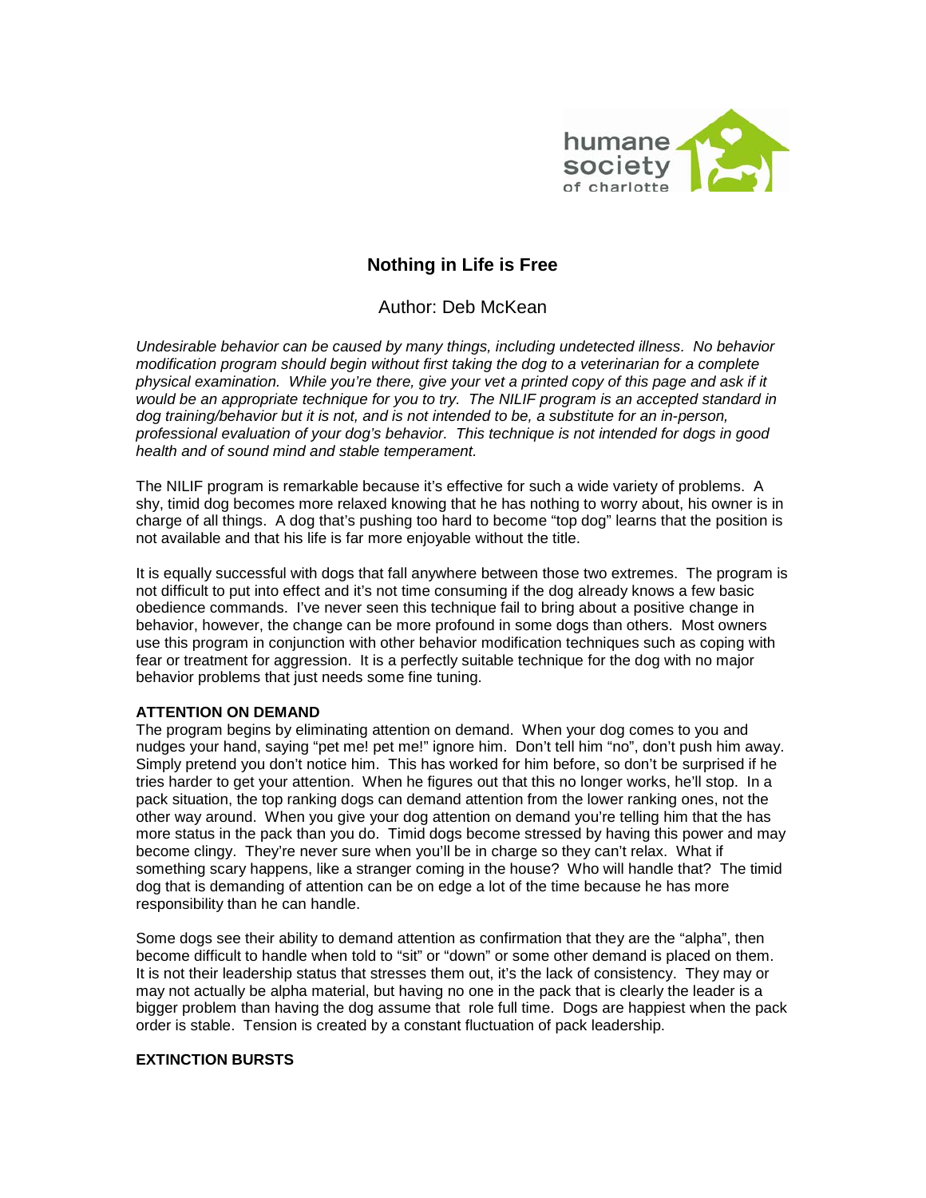humane society of charlotte

# Nothing in Life is Free

Author: Deb McKean

*Undesirable behavior can be caused by many things, including undetected illness. No behavior modification program should begin without first taking the dog to a veterinarian for a complete physical examination. While you're there, give your vet a printed copy of this page and ask if it would be an appropriate technique for you to try. The NILIF program is an accepted standard in dog training/behavior but it is not, and is not intended to be, a substitute for an in-person, professional evaluation of your dog's behavior. This technique is not intended for dogs in good health and of sound mind and stable temperament.*

The NILIF program is remarkable because it's effective for such a wide variety of problems. A shy, timid dog becomes more relaxed knowing that he has nothing to worry about, his owner is in charge of all things. A dog that's pushing too hard to become "top dog" learns that the position is not available and that his life is far more enjoyable without the title.

It is equally successful with dogs that fall anywhere between those two extremes. The program is not difficult to put into effect and it's not time consuming if the dog already knows a few basic obedience commands. I've never seen this technique fail to bring about a positive change in behavior, however, the change can be more profound in some dogs than others. Most owners use this program in conjunction with other behavior modification techniques such as coping with fear or treatment for aggression. It is a perfectly suitable technique for the dog with no major behavior problems that just needs some fine tuning.

**ATTENTION ON DEMAND**

The program begins by eliminating attention on demand. When your dog comes to you and nudges your hand, saying "pet me! pet me!" ignore him. Don't tell him "no", don't push him away. Simply pretend you don't notice him. This has worked for him before, so don't be surprised if he tries harder to get your attention. When he figures out that this no longer works, he'll stop. In a pack situation, the top ranking dogs can demand attention from the lower ranking ones, not the other way around. When you give your dog attention on demand you're telling him that the has more status in the pack than you do. Timid dogs become stressed by having this power and may become clingy. They're never sure when you'll be in charge so they can't relax. What if something scary happens, like a stranger coming in the house? Who will handle that? The timid dog that is demanding of attention can be on edge a lot of the time because he has more responsibility than he can handle.

Some dogs see their ability to demand attention as confirmation that they are the "alpha", then become difficult to handle when told to "sit" or "down" or some other demand is placed on them. It is not their leadership status that stresses them out, it's the lack of consistency. They may or may not actually be alpha material, but having no one in the pack that is clearly the leader is a bigger problem than having the dog assume that role full time. Dogs are happiest when the pack order is stable. Tension is created by a constant fluctuation of pack leadership.

**EXTINCTION BURSTS**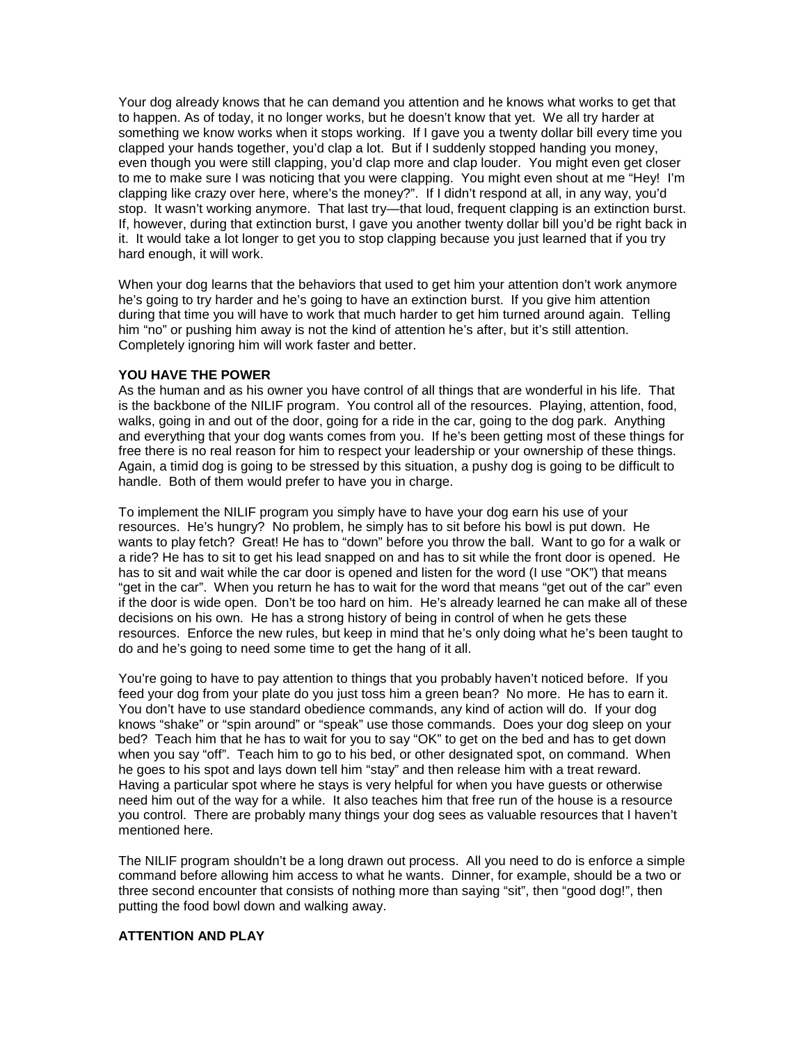Your dog already knows that he can demand you attention and he knows what works to get that to happen. As of today, it no longer works, but he doesn't know that yet. We all try harder at something we know works when it stops working. If I gave you a twenty dollar bill every time you clapped your hands together, you'd clap a lot. But if I suddenly stopped handing you money, even though you were still clapping, you'd clap more and clap louder. You might even get closer to me to make sure I was noticing that you were clapping. You might even shout at me "Hey! I'm clapping like crazy over here, where's the money?". If I didn't respond at all, in any way, you'd stop. It wasn't working anymore. That last try—that loud, frequent clapping is an extinction burst. If, however, during that extinction burst, I gave you another twenty dollar bill you'd be right back in it. It would take a lot longer to get you to stop clapping because you just learned that if you try hard enough, it will work.

When your dog learns that the behaviors that used to get him your attention don't work anymore he's going to try harder and he's going to have an extinction burst. If you give him attention during that time you will have to work that much harder to get him turned around again. Telling him "no" or pushing him away is not the kind of attention he's after, but it's still attention. Completely ignoring him will work faster and better.

**YOU HAVE THE POWER**

As the human and as his owner you have control of all things that are wonderful in his life. That is the backbone of the NILIF program. You control all of the resources. Playing, attention, food, walks, going in and out of the door, going for a ride in the car, going to the dog park. Anything and everything that your dog wants comes from you. If he's been getting most of these things for free there is no real reason for him to respect your leadership or your ownership of these things. Again, a timid dog is going to be stressed by this situation, a pushy dog is going to be difficult to handle. Both of them would prefer to have you in charge.

To implement the NILIF program you simply have to have your dog earn his use of your resources. He's hungry? No problem, he simply has to sit before his bowl is put down. He wants to play fetch? Great! He has to "down" before you throw the ball. Want to go for a walk or a ride? He has to sit to get his lead snapped on and has to sit while the front door is opened. He has to sit and wait while the car door is opened and listen for the word (I use "OK") that means "get in the car". When you return he has to wait for the word that means "get out of the car" even if the door is wide open. Don't be too hard on him. He's already learned he can make all of these decisions on his own. He has a strong history of being in control of when he gets these resources. Enforce the new rules, but keep in mind that he's only doing what he's been taught to do and he's going to need some time to get the hang of it all.

You're going to have to pay attention to things that you probably haven't noticed before. If you feed your dog from your plate do you just toss him a green bean? No more. He has to earn it. You don't have to use standard obedience commands, any kind of action will do. If your dog knows "shake" or "spin around" or "speak" use those commands. Does your dog sleep on your bed? Teach him that he has to wait for you to say "OK" to get on the bed and has to get down when you say "off". Teach him to go to his bed, or other designated spot, on command. When he goes to his spot and lays down tell him "stay" and then release him with a treat reward. Having a particular spot where he stays is very helpful for when you have guests or otherwise need him out of the way for a while. It also teaches him that free run of the house is a resource you control. There are probably many things your dog sees as valuable resources that I haven't mentioned here.

The NILIF program shouldn't be a long drawn out process. All you need to do is enforce a simple command before allowing him access to what he wants. Dinner, for example, should be a two or three second encounter that consists of nothing more than saying "sit", then "good dog!", then putting the food bowl down and walking away.

**ATTENTION AND PLAY**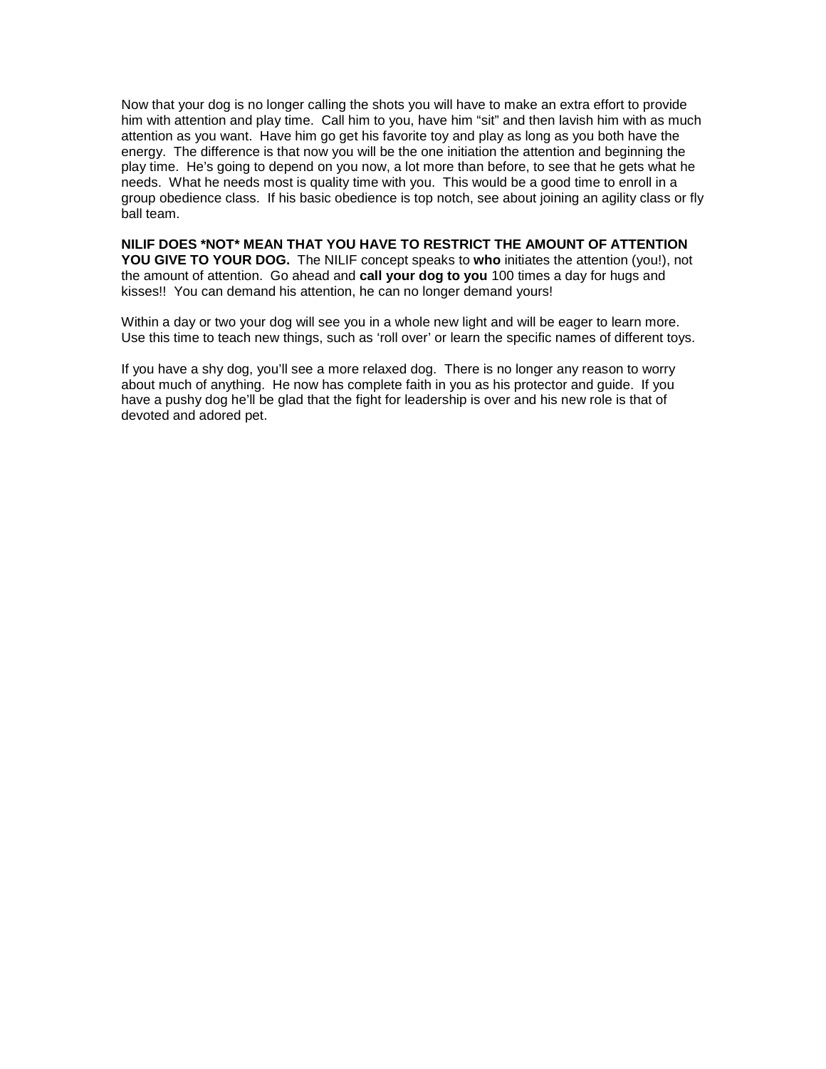Now that your dog is no longer calling the shots you will have to make an extra effort to provide him with attention and play time. Call him to you, have him "sit" and then lavish him with as much attention as you want. Have him go get his favorite toy and play as long as you both have the energy. The difference is that now you will be the one initiation the attention and beginning the play time. He's going to depend on you now, a lot more than before, to see that he gets what he needs. What he needs most is quality time with you. This would be a good time to enroll in a group obedience class. If his basic obedience is top notch, see about joining an agility class or fly ball team.

**NILIF DOES *NOT* MEAN THAT YOU HAVE TO RESTRICT THE AMOUNT OF ATTENTION YOU GIVE TO YOUR DOG.** The NILIF concept speaks to **who** initiates the attention (you!), not the amount of attention. Go ahead and **call your dog to you** 100 times a day for hugs and kisses!! You can demand his attention, he can no longer demand yours!

Within a day or two your dog will see you in a whole new light and will be eager to learn more. Use this time to teach new things, such as 'roll over' or learn the specific names of different toys.

If you have a shy dog, you'll see a more relaxed dog. There is no longer any reason to worry about much of anything. He now has complete faith in you as his protector and guide. If you have a pushy dog he'll be glad that the fight for leadership is over and his new role is that of devoted and adored pet.